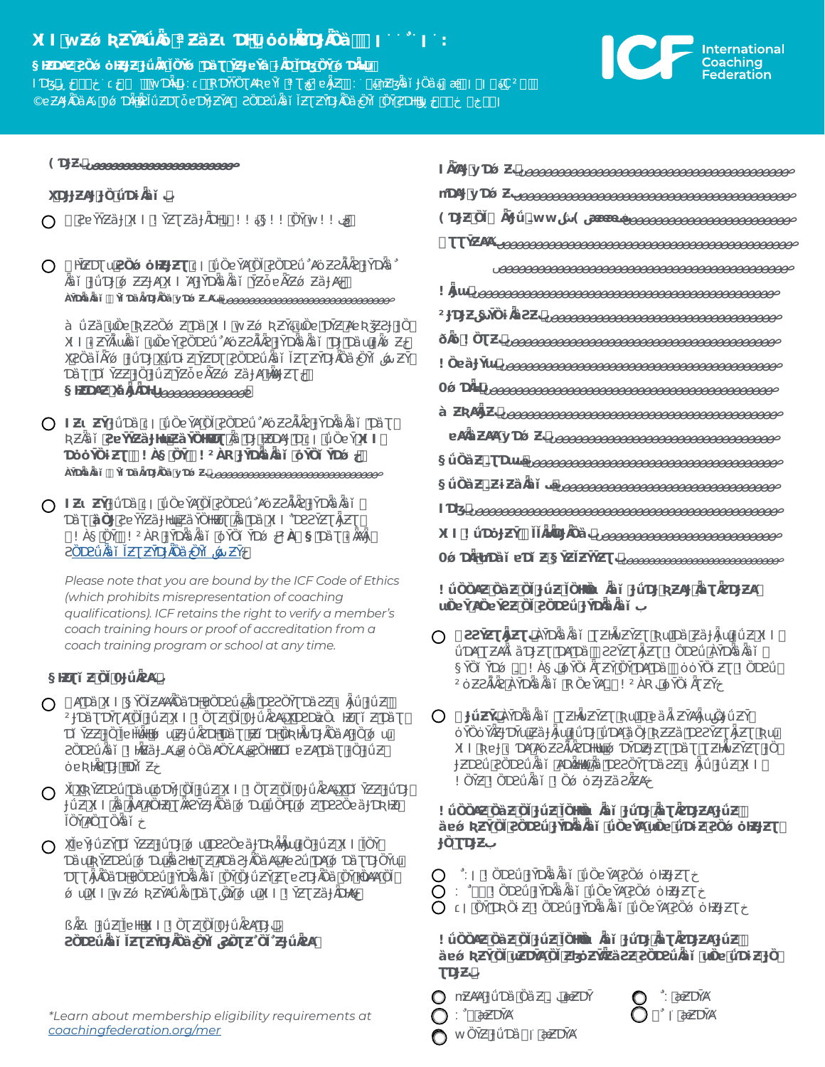International Coaching Federation

*Please note that you are bound by the ICF Code of Ethics (which prohibits misrepresentation of coaching qualifications). ICF retains the right to verify a member's coach training hours or proof of accreditation from a coach training program or school at any time.*

*Learn about membership eligibility requirements at coachingfederation.org/mer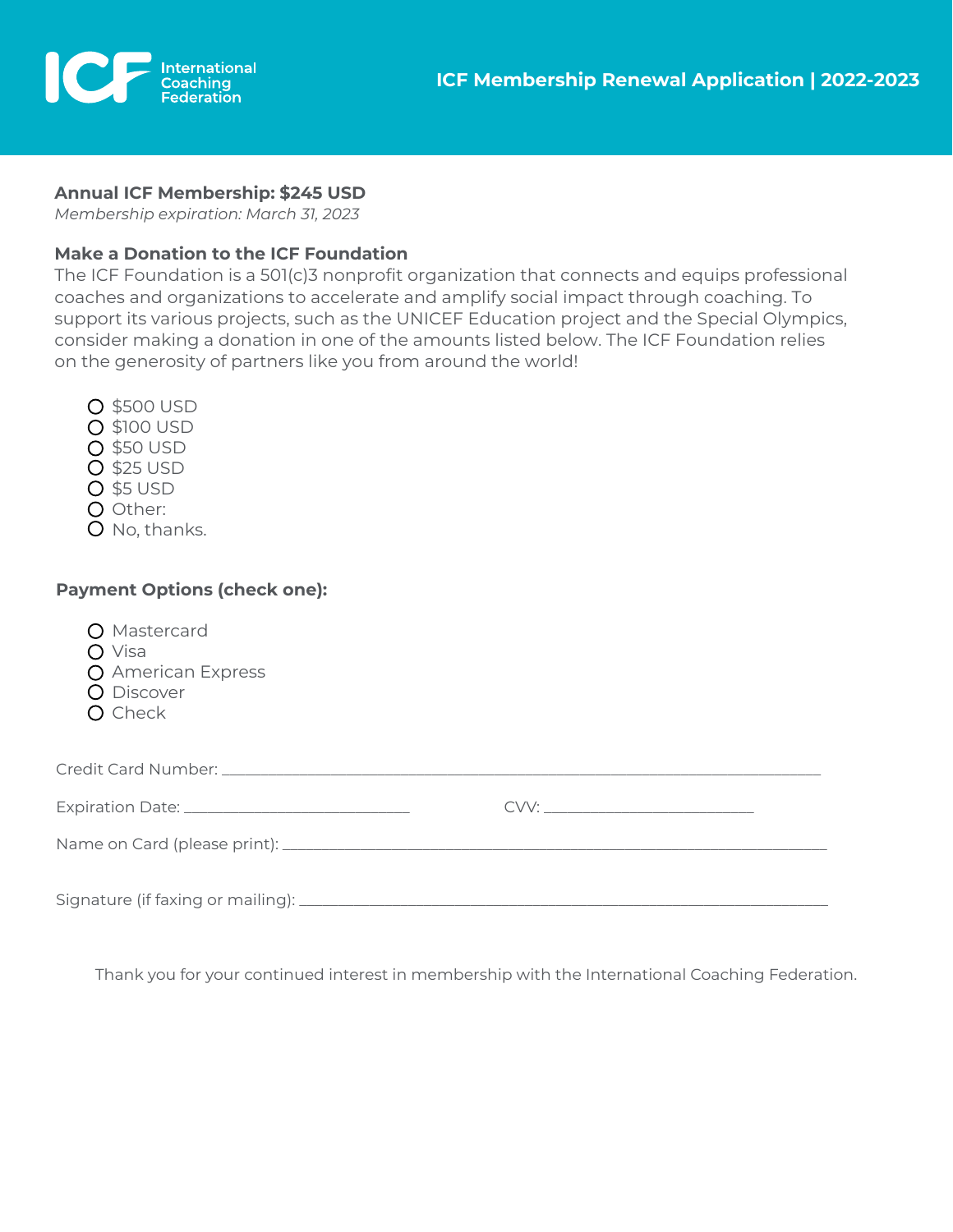# ICF Membership Renewal Application | 2022-2023

**Annual ICF Membership: $245 USD**
*Membership expiration: March 31, 2023*

**Make a Donation to the ICF Foundation**
The ICF Foundation is a 501(c)3 nonprofit organization that connects and equips professional coaches and organizations to accelerate and amplify social impact through coaching. To support its various projects, such as the UNICEF Education project and the Special Olympics, consider making a donation in one of the amounts listed below. The ICF Foundation relies on the generosity of partners like you from around the world!

- ○ $500 USD
- ○ $100 USD
- ○ $50 USD
- ○ $25 USD
- ○ $5 USD
- ○ Other:
- ○ No, thanks.

**Payment Options (check one):**

- ○ Mastercard
- ○ Visa
- ○ American Express
- ○ Discover
- ○ Check

Credit Card Number: ______________________________________________

Expiration Date: ____________________ CVV: ____________________

Name on Card (please print): ______________________________________________

Signature (if faxing or mailing): ______________________________________________

Thank you for your continued interest in membership with the International Coaching Federation.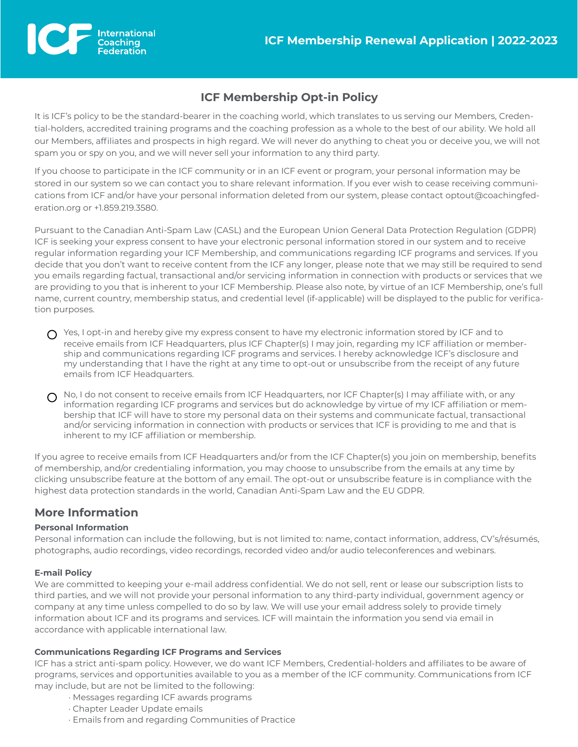## ICF Membership Opt-in Policy

It is ICF's policy to be the standard-bearer in the coaching world, which translates to us serving our Members, Credential-holders, accredited training programs and the coaching profession as a whole to the best of our ability. We hold all our Members, affiliates and prospects in high regard. We will never do anything to cheat you or deceive you, we will not spam you or spy on you, and we will never sell your information to any third party.

If you choose to participate in the ICF community or in an ICF event or program, your personal information may be stored in our system so we can contact you to share relevant information. If you ever wish to cease receiving communications from ICF and/or have your personal information deleted from our system, please contact optout@coachingfederation.org or +1.859.219.3580.

Pursuant to the Canadian Anti-Spam Law (CASL) and the European Union General Data Protection Regulation (GDPR) ICF is seeking your express consent to have your electronic personal information stored in our system and to receive regular information regarding your ICF Membership, and communications regarding ICF programs and services. If you decide that you don't want to receive content from the ICF any longer, please note that we may still be required to send you emails regarding factual, transactional and/or servicing information in connection with products or services that we are providing to you that is inherent to your ICF Membership. Please also note, by virtue of an ICF Membership, one's full name, current country, membership status, and credential level (if-applicable) will be displayed to the public for verification purposes.

- ○ Yes, I opt-in and hereby give my express consent to have my electronic information stored by ICF and to receive emails from ICF Headquarters, plus ICF Chapter(s) I may join, regarding my ICF affiliation or membership and communications regarding ICF programs and services. I hereby acknowledge ICF's disclosure and my understanding that I have the right at any time to opt-out or unsubscribe from the receipt of any future emails from ICF Headquarters.

- ○ No, I do not consent to receive emails from ICF Headquarters, nor ICF Chapter(s) I may affiliate with, or any information regarding ICF programs and services but do acknowledge by virtue of my ICF affiliation or membership that ICF will have to store my personal data on their systems and communicate factual, transactional and/or servicing information in connection with products or services that ICF is providing to me and that is inherent to my ICF affiliation or membership.

If you agree to receive emails from ICF Headquarters and/or from the ICF Chapter(s) you join on membership, benefits of membership, and/or credentialing information, you may choose to unsubscribe from the emails at any time by clicking unsubscribe feature at the bottom of any email. The opt-out or unsubscribe feature is in compliance with the highest data protection standards in the world, Canadian Anti-Spam Law and the EU GDPR.

## More Information

**Personal Information**

Personal information can include the following, but is not limited to: name, contact information, address, CV's/résumés, photographs, audio recordings, video recordings, recorded video and/or audio teleconferences and webinars.

**E-mail Policy**

We are committed to keeping your e-mail address confidential. We do not sell, rent or lease our subscription lists to third parties, and we will not provide your personal information to any third-party individual, government agency or company at any time unless compelled to do so by law. We will use your email address solely to provide timely information about ICF and its programs and services. ICF will maintain the information you send via email in accordance with applicable international law.

**Communications Regarding ICF Programs and Services**

ICF has a strict anti-spam policy. However, we do want ICF Members, Credential-holders and affiliates to be aware of programs, services and opportunities available to you as a member of the ICF community. Communications from ICF may include, but are not be limited to the following:

- Messages regarding ICF awards programs
- Chapter Leader Update emails
- Emails from and regarding Communities of Practice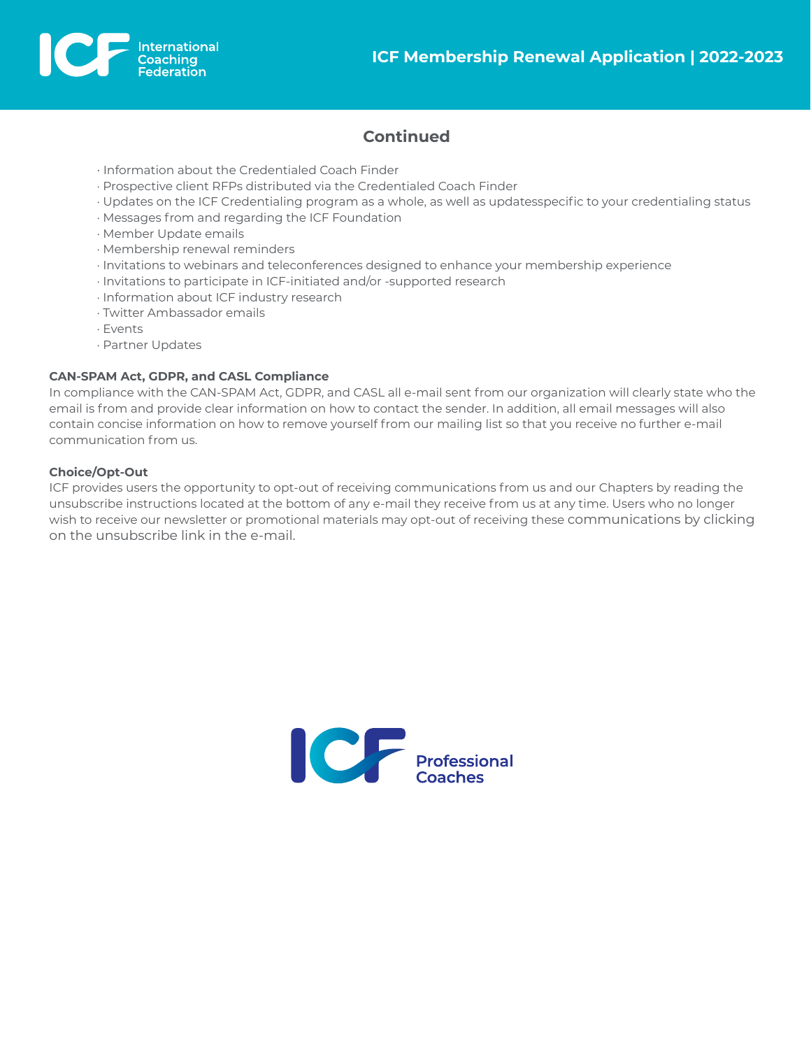## Continued

- Information about the Credentialed Coach Finder
- Prospective client RFPs distributed via the Credentialed Coach Finder
- Updates on the ICF Credentialing program as a whole, as well as updatesspecific to your credentialing status
- Messages from and regarding the ICF Foundation
- Member Update emails
- Membership renewal reminders
- Invitations to webinars and teleconferences designed to enhance your membership experience
- Invitations to participate in ICF-initiated and/or -supported research
- Information about ICF industry research
- Twitter Ambassador emails
- Events
- Partner Updates

**CAN-SPAM Act, GDPR, and CASL Compliance**

In compliance with the CAN-SPAM Act, GDPR, and CASL all e-mail sent from our organization will clearly state who the email is from and provide clear information on how to contact the sender. In addition, all email messages will also contain concise information on how to remove yourself from our mailing list so that you receive no further e-mail communication from us.

**Choice/Opt-Out**

ICF provides users the opportunity to opt-out of receiving communications from us and our Chapters by reading the unsubscribe instructions located at the bottom of any e-mail they receive from us at any time. Users who no longer wish to receive our newsletter or promotional materials may opt-out of receiving these communications by clicking on the unsubscribe link in the e-mail.

ICF Professional Coaches